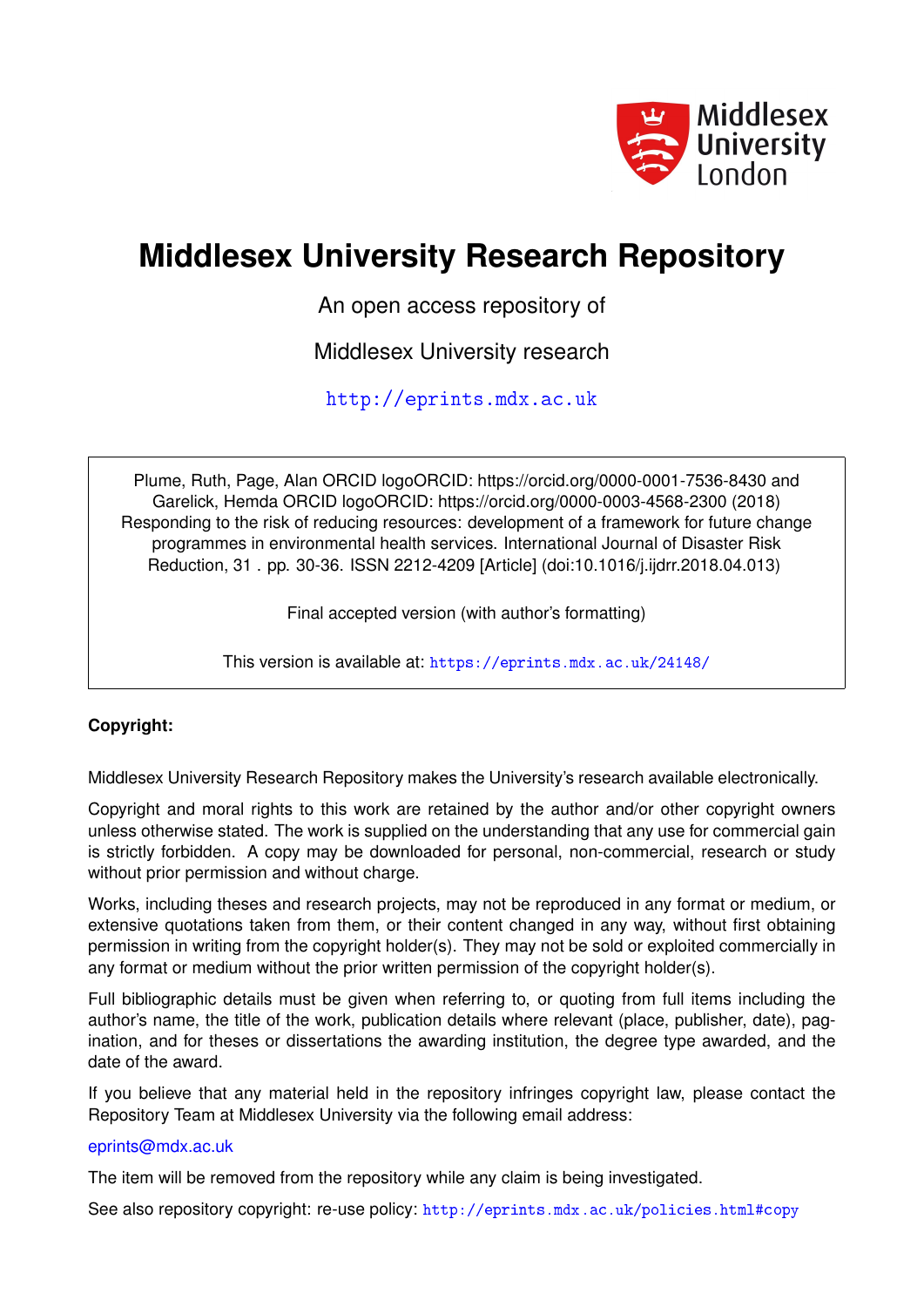Middlesex University London

# Middlesex University Research Repository

An open access repository of

Middlesex University research

http://eprints.mdx.ac.uk

Plume, Ruth, Page, Alan ORCID logoORCID: https://orcid.org/0000-0001-7536-8430 and Garelick, Hemda ORCID logoORCID: https://orcid.org/0000-0003-4568-2300 (2018) Responding to the risk of reducing resources: development of a framework for future change programmes in environmental health services. International Journal of Disaster Risk Reduction, 31 . pp. 30-36. ISSN 2212-4209 [Article] (doi:10.1016/j.ijdrr.2018.04.013)

Final accepted version (with author's formatting)

This version is available at: https://eprints.mdx.ac.uk/24148/

**Copyright:**

Middlesex University Research Repository makes the University's research available electronically.

Copyright and moral rights to this work are retained by the author and/or other copyright owners unless otherwise stated. The work is supplied on the understanding that any use for commercial gain is strictly forbidden. A copy may be downloaded for personal, non-commercial, research or study without prior permission and without charge.

Works, including theses and research projects, may not be reproduced in any format or medium, or extensive quotations taken from them, or their content changed in any way, without first obtaining permission in writing from the copyright holder(s). They may not be sold or exploited commercially in any format or medium without the prior written permission of the copyright holder(s).

Full bibliographic details must be given when referring to, or quoting from full items including the author's name, the title of the work, publication details where relevant (place, publisher, date), pagination, and for theses or dissertations the awarding institution, the degree type awarded, and the date of the award.

If you believe that any material held in the repository infringes copyright law, please contact the Repository Team at Middlesex University via the following email address:

eprints@mdx.ac.uk

The item will be removed from the repository while any claim is being investigated.

See also repository copyright: re-use policy: http://eprints.mdx.ac.uk/policies.html#copy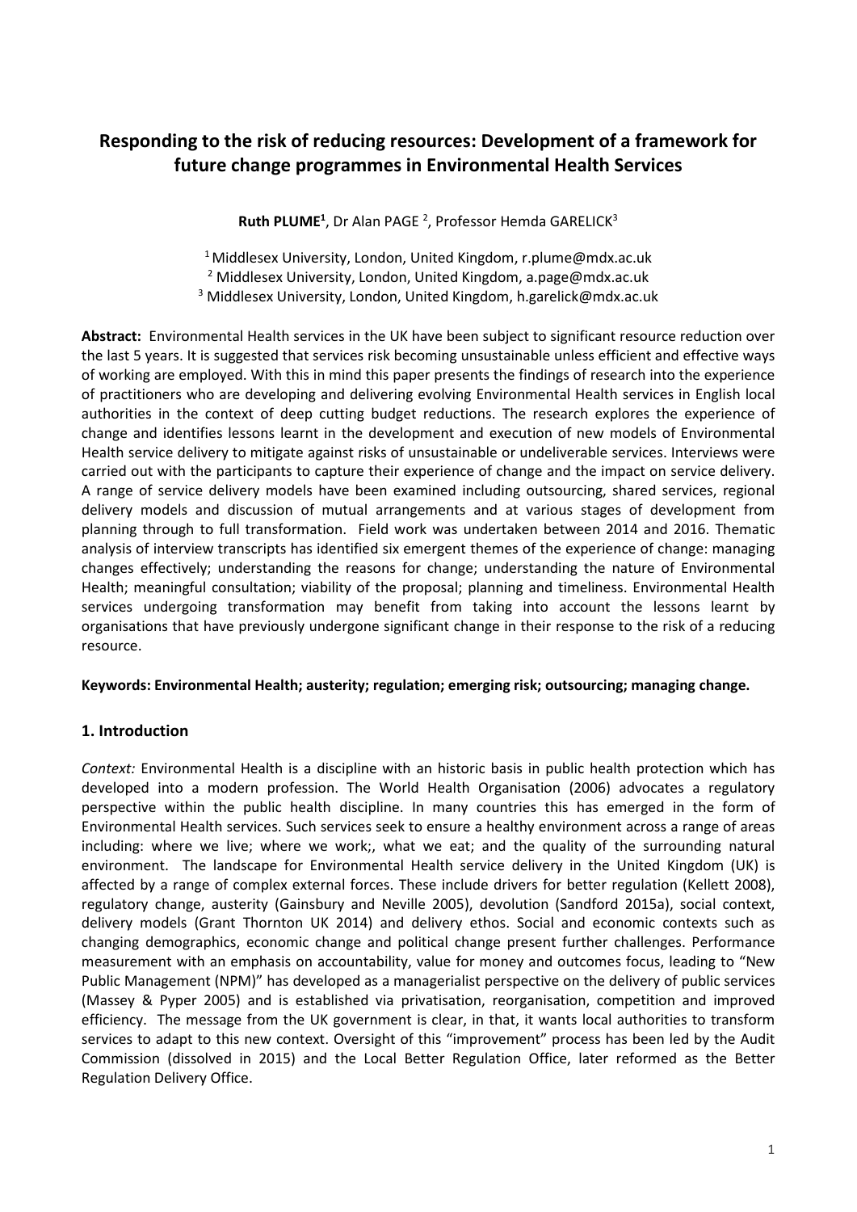# Responding to the risk of reducing resources: Development of a framework for future change programmes in Environmental Health Services

**Ruth PLUME**[1], Dr Alan PAGE [2], Professor Hemda GARELICK[3]

[1] Middlesex University, London, United Kingdom, r.plume@mdx.ac.uk
[2] Middlesex University, London, United Kingdom, a.page@mdx.ac.uk
[3] Middlesex University, London, United Kingdom, h.garelick@mdx.ac.uk

**Abstract:** Environmental Health services in the UK have been subject to significant resource reduction over the last 5 years. It is suggested that services risk becoming unsustainable unless efficient and effective ways of working are employed. With this in mind this paper presents the findings of research into the experience of practitioners who are developing and delivering evolving Environmental Health services in English local authorities in the context of deep cutting budget reductions. The research explores the experience of change and identifies lessons learnt in the development and execution of new models of Environmental Health service delivery to mitigate against risks of unsustainable or undeliverable services. Interviews were carried out with the participants to capture their experience of change and the impact on service delivery. A range of service delivery models have been examined including outsourcing, shared services, regional delivery models and discussion of mutual arrangements and at various stages of development from planning through to full transformation. Field work was undertaken between 2014 and 2016. Thematic analysis of interview transcripts has identified six emergent themes of the experience of change: managing changes effectively; understanding the reasons for change; understanding the nature of Environmental Health; meaningful consultation; viability of the proposal; planning and timeliness. Environmental Health services undergoing transformation may benefit from taking into account the lessons learnt by organisations that have previously undergone significant change in their response to the risk of a reducing resource.

**Keywords: Environmental Health; austerity; regulation; emerging risk; outsourcing; managing change.**

## 1. Introduction

*Context:* Environmental Health is a discipline with an historic basis in public health protection which has developed into a modern profession. The World Health Organisation (2006) advocates a regulatory perspective within the public health discipline. In many countries this has emerged in the form of Environmental Health services. Such services seek to ensure a healthy environment across a range of areas including: where we live; where we work;, what we eat; and the quality of the surrounding natural environment. The landscape for Environmental Health service delivery in the United Kingdom (UK) is affected by a range of complex external forces. These include drivers for better regulation (Kellett 2008), regulatory change, austerity (Gainsbury and Neville 2005), devolution (Sandford 2015a), social context, delivery models (Grant Thornton UK 2014) and delivery ethos. Social and economic contexts such as changing demographics, economic change and political change present further challenges. Performance measurement with an emphasis on accountability, value for money and outcomes focus, leading to "New Public Management (NPM)" has developed as a managerialist perspective on the delivery of public services (Massey & Pyper 2005) and is established via privatisation, reorganisation, competition and improved efficiency. The message from the UK government is clear, in that, it wants local authorities to transform services to adapt to this new context. Oversight of this "improvement" process has been led by the Audit Commission (dissolved in 2015) and the Local Better Regulation Office, later reformed as the Better Regulation Delivery Office.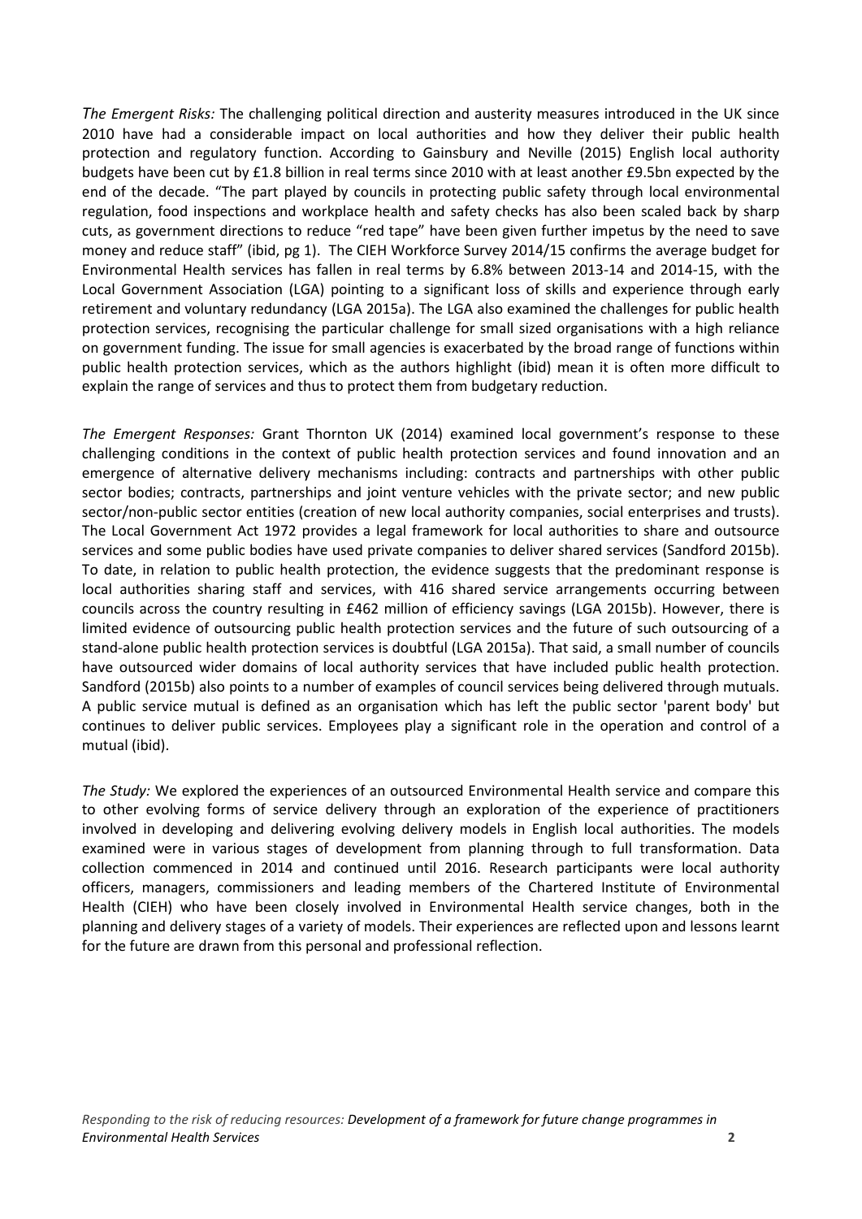*The Emergent Risks:* The challenging political direction and austerity measures introduced in the UK since 2010 have had a considerable impact on local authorities and how they deliver their public health protection and regulatory function. According to Gainsbury and Neville (2015) English local authority budgets have been cut by £1.8 billion in real terms since 2010 with at least another £9.5bn expected by the end of the decade. "The part played by councils in protecting public safety through local environmental regulation, food inspections and workplace health and safety checks has also been scaled back by sharp cuts, as government directions to reduce "red tape" have been given further impetus by the need to save money and reduce staff" (ibid, pg 1). The CIEH Workforce Survey 2014/15 confirms the average budget for Environmental Health services has fallen in real terms by 6.8% between 2013-14 and 2014-15, with the Local Government Association (LGA) pointing to a significant loss of skills and experience through early retirement and voluntary redundancy (LGA 2015a). The LGA also examined the challenges for public health protection services, recognising the particular challenge for small sized organisations with a high reliance on government funding. The issue for small agencies is exacerbated by the broad range of functions within public health protection services, which as the authors highlight (ibid) mean it is often more difficult to explain the range of services and thus to protect them from budgetary reduction.

*The Emergent Responses:* Grant Thornton UK (2014) examined local government's response to these challenging conditions in the context of public health protection services and found innovation and an emergence of alternative delivery mechanisms including: contracts and partnerships with other public sector bodies; contracts, partnerships and joint venture vehicles with the private sector; and new public sector/non-public sector entities (creation of new local authority companies, social enterprises and trusts). The Local Government Act 1972 provides a legal framework for local authorities to share and outsource services and some public bodies have used private companies to deliver shared services (Sandford 2015b). To date, in relation to public health protection, the evidence suggests that the predominant response is local authorities sharing staff and services, with 416 shared service arrangements occurring between councils across the country resulting in £462 million of efficiency savings (LGA 2015b). However, there is limited evidence of outsourcing public health protection services and the future of such outsourcing of a stand-alone public health protection services is doubtful (LGA 2015a). That said, a small number of councils have outsourced wider domains of local authority services that have included public health protection. Sandford (2015b) also points to a number of examples of council services being delivered through mutuals. A public service mutual is defined as an organisation which has left the public sector 'parent body' but continues to deliver public services. Employees play a significant role in the operation and control of a mutual (ibid).

*The Study:* We explored the experiences of an outsourced Environmental Health service and compare this to other evolving forms of service delivery through an exploration of the experience of practitioners involved in developing and delivering evolving delivery models in English local authorities. The models examined were in various stages of development from planning through to full transformation. Data collection commenced in 2014 and continued until 2016. Research participants were local authority officers, managers, commissioners and leading members of the Chartered Institute of Environmental Health (CIEH) who have been closely involved in Environmental Health service changes, both in the planning and delivery stages of a variety of models. Their experiences are reflected upon and lessons learnt for the future are drawn from this personal and professional reflection.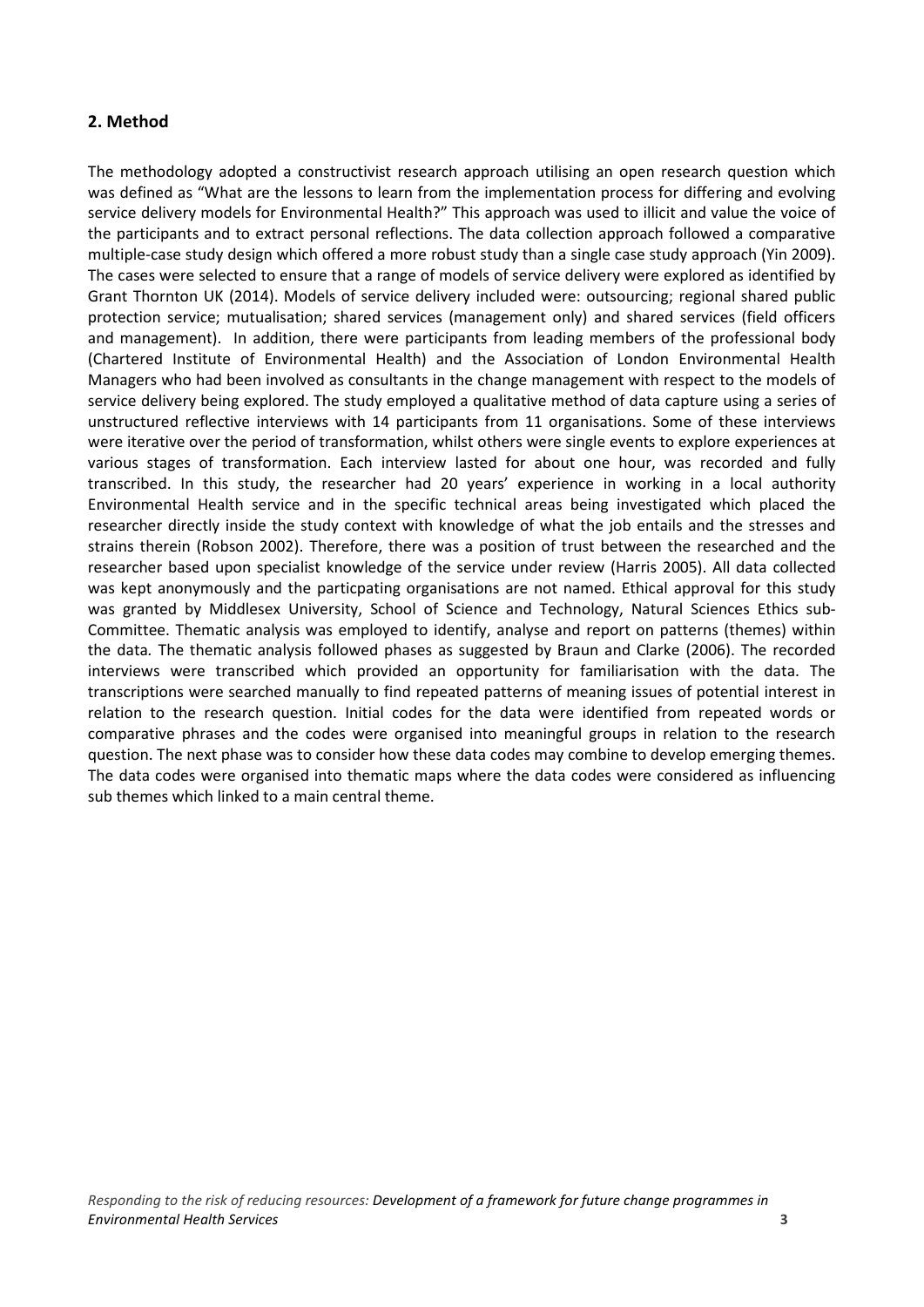## 2. Method

The methodology adopted a constructivist research approach utilising an open research question which was defined as "What are the lessons to learn from the implementation process for differing and evolving service delivery models for Environmental Health?" This approach was used to illicit and value the voice of the participants and to extract personal reflections. The data collection approach followed a comparative multiple-case study design which offered a more robust study than a single case study approach (Yin 2009). The cases were selected to ensure that a range of models of service delivery were explored as identified by Grant Thornton UK (2014). Models of service delivery included were: outsourcing; regional shared public protection service; mutualisation; shared services (management only) and shared services (field officers and management). In addition, there were participants from leading members of the professional body (Chartered Institute of Environmental Health) and the Association of London Environmental Health Managers who had been involved as consultants in the change management with respect to the models of service delivery being explored. The study employed a qualitative method of data capture using a series of unstructured reflective interviews with 14 participants from 11 organisations. Some of these interviews were iterative over the period of transformation, whilst others were single events to explore experiences at various stages of transformation. Each interview lasted for about one hour, was recorded and fully transcribed. In this study, the researcher had 20 years' experience in working in a local authority Environmental Health service and in the specific technical areas being investigated which placed the researcher directly inside the study context with knowledge of what the job entails and the stresses and strains therein (Robson 2002). Therefore, there was a position of trust between the researched and the researcher based upon specialist knowledge of the service under review (Harris 2005). All data collected was kept anonymously and the particpating organisations are not named. Ethical approval for this study was granted by Middlesex University, School of Science and Technology, Natural Sciences Ethics sub-Committee. Thematic analysis was employed to identify, analyse and report on patterns (themes) within the data. The thematic analysis followed phases as suggested by Braun and Clarke (2006). The recorded interviews were transcribed which provided an opportunity for familiarisation with the data. The transcriptions were searched manually to find repeated patterns of meaning issues of potential interest in relation to the research question. Initial codes for the data were identified from repeated words or comparative phrases and the codes were organised into meaningful groups in relation to the research question. The next phase was to consider how these data codes may combine to develop emerging themes. The data codes were organised into thematic maps where the data codes were considered as influencing sub themes which linked to a main central theme.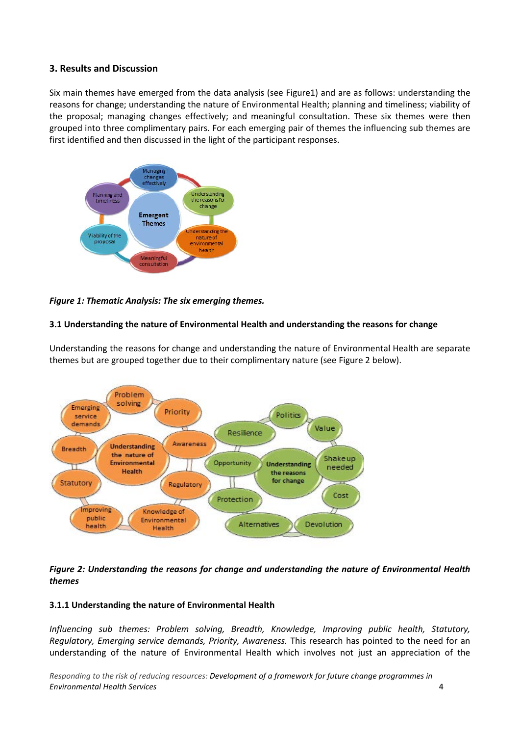## 3. Results and Discussion

Six main themes have emerged from the data analysis (see Figure1) and are as follows: understanding the reasons for change; understanding the nature of Environmental Health; planning and timeliness; viability of the proposal; managing changes effectively; and meaningful consultation. These six themes were then grouped into three complimentary pairs. For each emerging pair of themes the influencing sub themes are first identified and then discussed in the light of the participant responses.

Managing changes effectively

Understanding the reasons for change

Understanding the nature of environmental health

Meaningful consultation

Viability of the proposal

Planning and timeliness

Emergent Themes

***Figure 1: Thematic Analysis: The six emerging themes.***

### 3.1 Understanding the nature of Environmental Health and understanding the reasons for change

Understanding the reasons for change and understanding the nature of Environmental Health are separate themes but are grouped together due to their complimentary nature (see Figure 2 below).

Problem solving

Emerging service demands

Priority

Awareness

Breadth

Understanding the nature of Environmental Health

Statutory

Regulatory

Improving public health

Knowledge of Environmental Health

Politics

Resilience

Value

Opportunity

Understanding the reasons for change

Shake up needed

Protection

Cost

Alternatives

Devolution

***Figure 2: Understanding the reasons for change and understanding the nature of Environmental Health themes***

#### 3.1.1 Understanding the nature of Environmental Health

*Influencing sub themes: Problem solving, Breadth, Knowledge, Improving public health, Statutory, Regulatory, Emerging service demands, Priority, Awareness.* This research has pointed to the need for an understanding of the nature of Environmental Health which involves not just an appreciation of the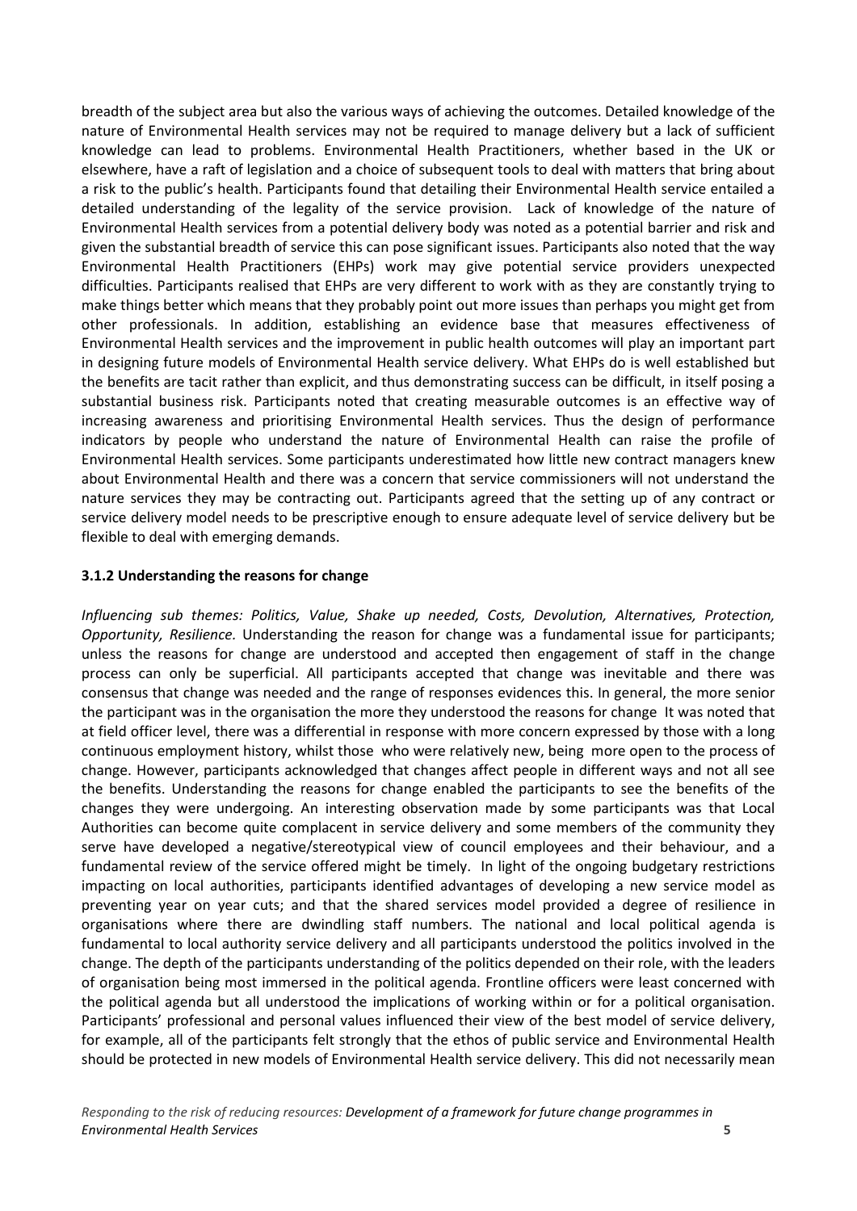breadth of the subject area but also the various ways of achieving the outcomes. Detailed knowledge of the nature of Environmental Health services may not be required to manage delivery but a lack of sufficient knowledge can lead to problems. Environmental Health Practitioners, whether based in the UK or elsewhere, have a raft of legislation and a choice of subsequent tools to deal with matters that bring about a risk to the public's health. Participants found that detailing their Environmental Health service entailed a detailed understanding of the legality of the service provision. Lack of knowledge of the nature of Environmental Health services from a potential delivery body was noted as a potential barrier and risk and given the substantial breadth of service this can pose significant issues. Participants also noted that the way Environmental Health Practitioners (EHPs) work may give potential service providers unexpected difficulties. Participants realised that EHPs are very different to work with as they are constantly trying to make things better which means that they probably point out more issues than perhaps you might get from other professionals. In addition, establishing an evidence base that measures effectiveness of Environmental Health services and the improvement in public health outcomes will play an important part in designing future models of Environmental Health service delivery. What EHPs do is well established but the benefits are tacit rather than explicit, and thus demonstrating success can be difficult, in itself posing a substantial business risk. Participants noted that creating measurable outcomes is an effective way of increasing awareness and prioritising Environmental Health services. Thus the design of performance indicators by people who understand the nature of Environmental Health can raise the profile of Environmental Health services. Some participants underestimated how little new contract managers knew about Environmental Health and there was a concern that service commissioners will not understand the nature services they may be contracting out. Participants agreed that the setting up of any contract or service delivery model needs to be prescriptive enough to ensure adequate level of service delivery but be flexible to deal with emerging demands.

### 3.1.2 Understanding the reasons for change

*Influencing sub themes: Politics, Value, Shake up needed, Costs, Devolution, Alternatives, Protection, Opportunity, Resilience.* Understanding the reason for change was a fundamental issue for participants; unless the reasons for change are understood and accepted then engagement of staff in the change process can only be superficial. All participants accepted that change was inevitable and there was consensus that change was needed and the range of responses evidences this. In general, the more senior the participant was in the organisation the more they understood the reasons for change It was noted that at field officer level, there was a differential in response with more concern expressed by those with a long continuous employment history, whilst those who were relatively new, being more open to the process of change. However, participants acknowledged that changes affect people in different ways and not all see the benefits. Understanding the reasons for change enabled the participants to see the benefits of the changes they were undergoing. An interesting observation made by some participants was that Local Authorities can become quite complacent in service delivery and some members of the community they serve have developed a negative/stereotypical view of council employees and their behaviour, and a fundamental review of the service offered might be timely. In light of the ongoing budgetary restrictions impacting on local authorities, participants identified advantages of developing a new service model as preventing year on year cuts; and that the shared services model provided a degree of resilience in organisations where there are dwindling staff numbers. The national and local political agenda is fundamental to local authority service delivery and all participants understood the politics involved in the change. The depth of the participants understanding of the politics depended on their role, with the leaders of organisation being most immersed in the political agenda. Frontline officers were least concerned with the political agenda but all understood the implications of working within or for a political organisation. Participants' professional and personal values influenced their view of the best model of service delivery, for example, all of the participants felt strongly that the ethos of public service and Environmental Health should be protected in new models of Environmental Health service delivery. This did not necessarily mean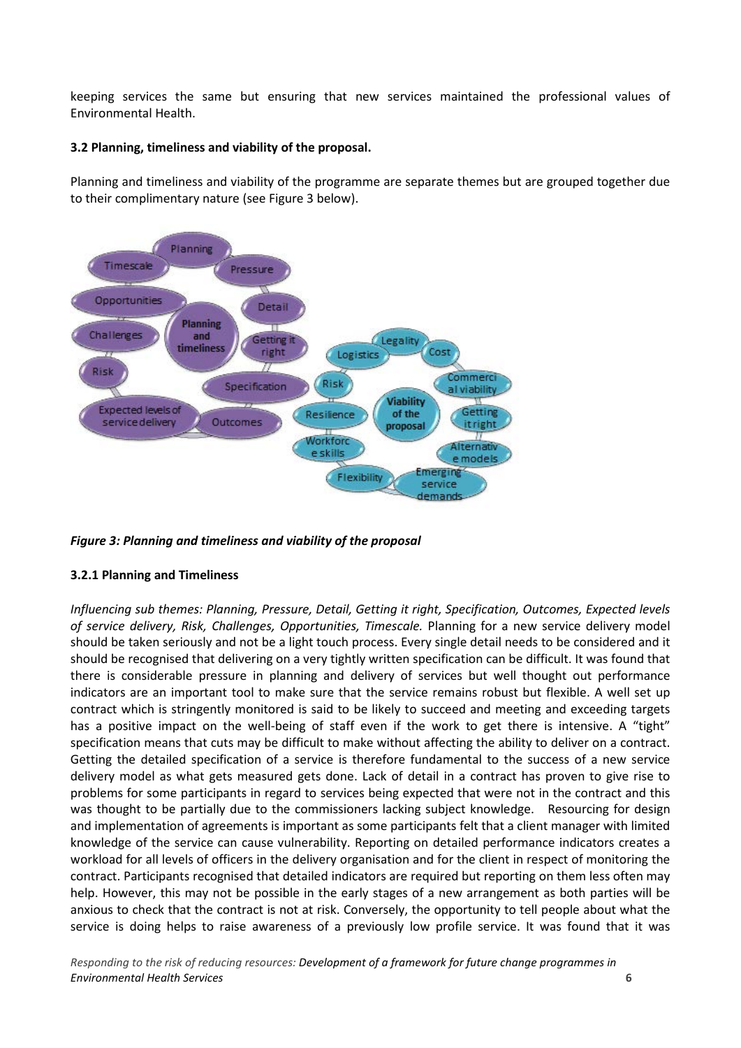keeping services the same but ensuring that new services maintained the professional values of Environmental Health.

### 3.2 Planning, timeliness and viability of the proposal.

Planning and timeliness and viability of the programme are separate themes but are grouped together due to their complimentary nature (see Figure 3 below).

Planning and timeliness

Planning
Pressure
Detail
Getting it right
Specification
Outcomes
Expected levels of service delivery
Risk
Challenges
Opportunities
Timescale

Viability of the proposal

Legality
Cost
Commercial viability
Getting it right
Alternative models
Emerging service demands
Flexibility
Workforce skills
Resilience
Risk
Logistics

***Figure 3: Planning and timeliness and viability of the proposal***

#### 3.2.1 Planning and Timeliness

*Influencing sub themes: Planning, Pressure, Detail, Getting it right, Specification, Outcomes, Expected levels of service delivery, Risk, Challenges, Opportunities, Timescale.* Planning for a new service delivery model should be taken seriously and not be a light touch process. Every single detail needs to be considered and it should be recognised that delivering on a very tightly written specification can be difficult. It was found that there is considerable pressure in planning and delivery of services but well thought out performance indicators are an important tool to make sure that the service remains robust but flexible. A well set up contract which is stringently monitored is said to be likely to succeed and meeting and exceeding targets has a positive impact on the well-being of staff even if the work to get there is intensive. A "tight" specification means that cuts may be difficult to make without affecting the ability to deliver on a contract. Getting the detailed specification of a service is therefore fundamental to the success of a new service delivery model as what gets measured gets done. Lack of detail in a contract has proven to give rise to problems for some participants in regard to services being expected that were not in the contract and this was thought to be partially due to the commissioners lacking subject knowledge. Resourcing for design and implementation of agreements is important as some participants felt that a client manager with limited knowledge of the service can cause vulnerability. Reporting on detailed performance indicators creates a workload for all levels of officers in the delivery organisation and for the client in respect of monitoring the contract. Participants recognised that detailed indicators are required but reporting on them less often may help. However, this may not be possible in the early stages of a new arrangement as both parties will be anxious to check that the contract is not at risk. Conversely, the opportunity to tell people about what the service is doing helps to raise awareness of a previously low profile service. It was found that it was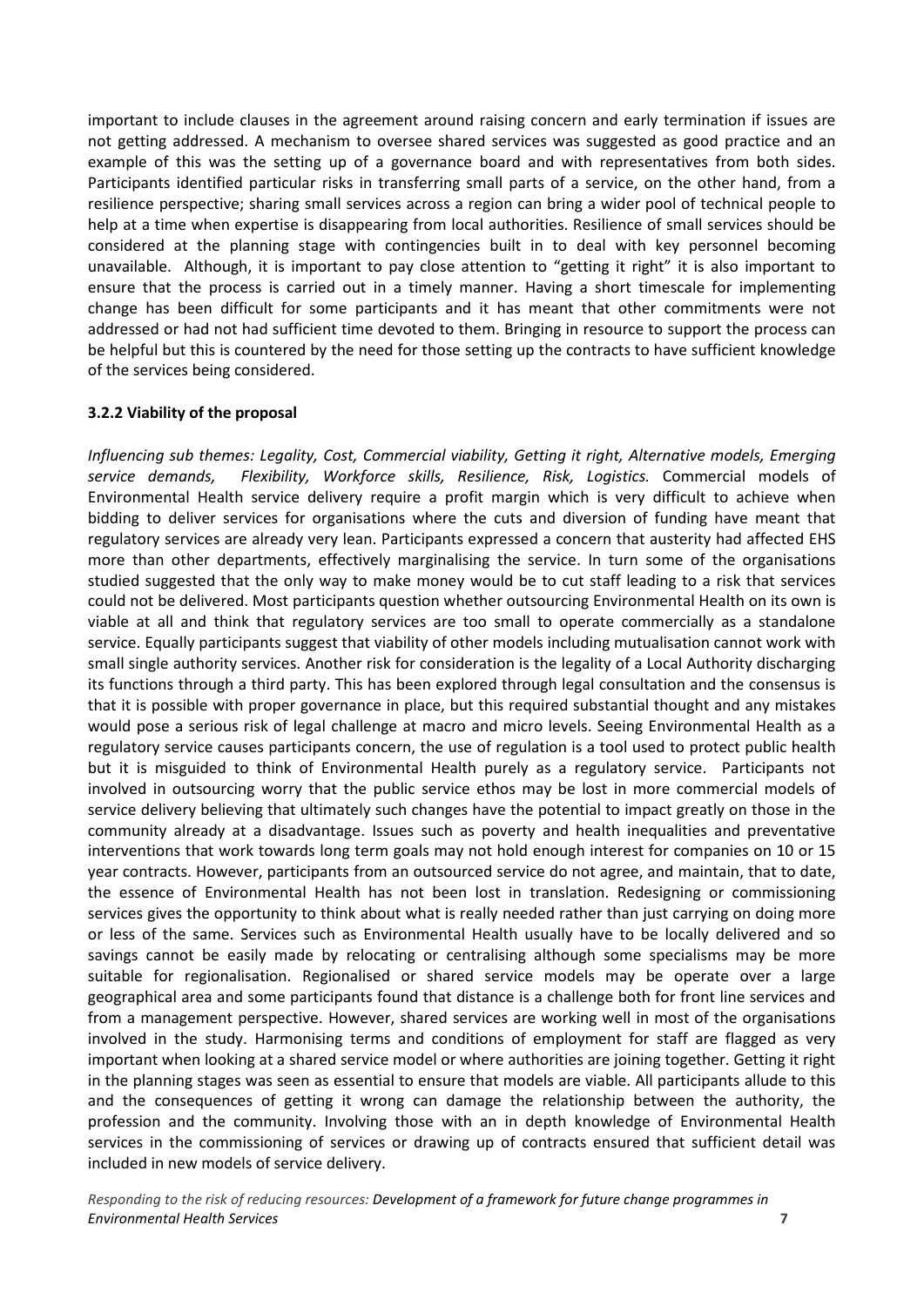important to include clauses in the agreement around raising concern and early termination if issues are not getting addressed. A mechanism to oversee shared services was suggested as good practice and an example of this was the setting up of a governance board and with representatives from both sides. Participants identified particular risks in transferring small parts of a service, on the other hand, from a resilience perspective; sharing small services across a region can bring a wider pool of technical people to help at a time when expertise is disappearing from local authorities. Resilience of small services should be considered at the planning stage with contingencies built in to deal with key personnel becoming unavailable. Although, it is important to pay close attention to "getting it right" it is also important to ensure that the process is carried out in a timely manner. Having a short timescale for implementing change has been difficult for some participants and it has meant that other commitments were not addressed or had not had sufficient time devoted to them. Bringing in resource to support the process can be helpful but this is countered by the need for those setting up the contracts to have sufficient knowledge of the services being considered.

### 3.2.2 Viability of the proposal

*Influencing sub themes: Legality, Cost, Commercial viability, Getting it right, Alternative models, Emerging service demands, Flexibility, Workforce skills, Resilience, Risk, Logistics.* Commercial models of Environmental Health service delivery require a profit margin which is very difficult to achieve when bidding to deliver services for organisations where the cuts and diversion of funding have meant that regulatory services are already very lean. Participants expressed a concern that austerity had affected EHS more than other departments, effectively marginalising the service. In turn some of the organisations studied suggested that the only way to make money would be to cut staff leading to a risk that services could not be delivered. Most participants question whether outsourcing Environmental Health on its own is viable at all and think that regulatory services are too small to operate commercially as a standalone service. Equally participants suggest that viability of other models including mutualisation cannot work with small single authority services. Another risk for consideration is the legality of a Local Authority discharging its functions through a third party. This has been explored through legal consultation and the consensus is that it is possible with proper governance in place, but this required substantial thought and any mistakes would pose a serious risk of legal challenge at macro and micro levels. Seeing Environmental Health as a regulatory service causes participants concern, the use of regulation is a tool used to protect public health but it is misguided to think of Environmental Health purely as a regulatory service. Participants not involved in outsourcing worry that the public service ethos may be lost in more commercial models of service delivery believing that ultimately such changes have the potential to impact greatly on those in the community already at a disadvantage. Issues such as poverty and health inequalities and preventative interventions that work towards long term goals may not hold enough interest for companies on 10 or 15 year contracts. However, participants from an outsourced service do not agree, and maintain, that to date, the essence of Environmental Health has not been lost in translation. Redesigning or commissioning services gives the opportunity to think about what is really needed rather than just carrying on doing more or less of the same. Services such as Environmental Health usually have to be locally delivered and so savings cannot be easily made by relocating or centralising although some specialisms may be more suitable for regionalisation. Regionalised or shared service models may be operate over a large geographical area and some participants found that distance is a challenge both for front line services and from a management perspective. However, shared services are working well in most of the organisations involved in the study. Harmonising terms and conditions of employment for staff are flagged as very important when looking at a shared service model or where authorities are joining together. Getting it right in the planning stages was seen as essential to ensure that models are viable. All participants allude to this and the consequences of getting it wrong can damage the relationship between the authority, the profession and the community. Involving those with an in depth knowledge of Environmental Health services in the commissioning of services or drawing up of contracts ensured that sufficient detail was included in new models of service delivery.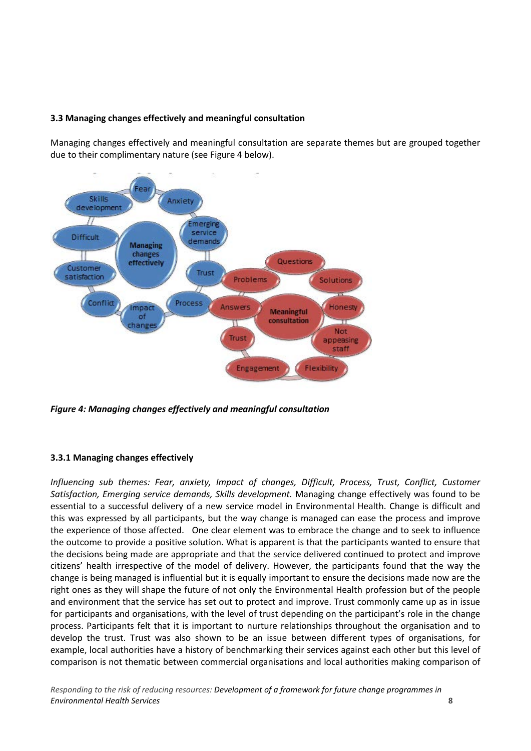### 3.3 Managing changes effectively and meaningful consultation

Managing changes effectively and meaningful consultation are separate themes but are grouped together due to their complimentary nature (see Figure 4 below).

Managing changes effectively

Fear
Anxiety
Emerging service demands
Trust
Process
Impact of changes
Conflict
Customer satisfaction
Difficult
Skills development

Meaningful consultation

Questions
Solutions
Honesty
Not appeasing staff
Flexibility
Engagement
Trust
Answers
Problems

*Figure 4: Managing changes effectively and meaningful consultation*

#### 3.3.1 Managing changes effectively

*Influencing sub themes: Fear, anxiety, Impact of changes, Difficult, Process, Trust, Conflict, Customer Satisfaction, Emerging service demands, Skills development.* Managing change effectively was found to be essential to a successful delivery of a new service model in Environmental Health. Change is difficult and this was expressed by all participants, but the way change is managed can ease the process and improve the experience of those affected. One clear element was to embrace the change and to seek to influence the outcome to provide a positive solution. What is apparent is that the participants wanted to ensure that the decisions being made are appropriate and that the service delivered continued to protect and improve citizens' health irrespective of the model of delivery. However, the participants found that the way the change is being managed is influential but it is equally important to ensure the decisions made now are the right ones as they will shape the future of not only the Environmental Health profession but of the people and environment that the service has set out to protect and improve. Trust commonly came up as in issue for participants and organisations, with the level of trust depending on the participant's role in the change process. Participants felt that it is important to nurture relationships throughout the organisation and to develop the trust. Trust was also shown to be an issue between different types of organisations, for example, local authorities have a history of benchmarking their services against each other but this level of comparison is not thematic between commercial organisations and local authorities making comparison of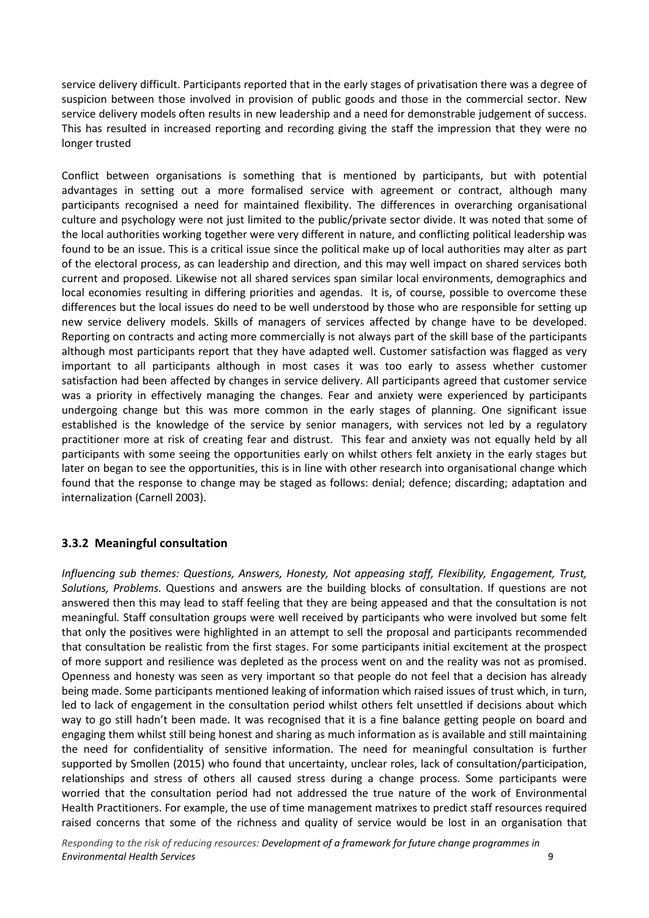service delivery difficult. Participants reported that in the early stages of privatisation there was a degree of suspicion between those involved in provision of public goods and those in the commercial sector. New service delivery models often results in new leadership and a need for demonstrable judgement of success. This has resulted in increased reporting and recording giving the staff the impression that they were no longer trusted

Conflict between organisations is something that is mentioned by participants, but with potential advantages in setting out a more formalised service with agreement or contract, although many participants recognised a need for maintained flexibility. The differences in overarching organisational culture and psychology were not just limited to the public/private sector divide. It was noted that some of the local authorities working together were very different in nature, and conflicting political leadership was found to be an issue. This is a critical issue since the political make up of local authorities may alter as part of the electoral process, as can leadership and direction, and this may well impact on shared services both current and proposed. Likewise not all shared services span similar local environments, demographics and local economies resulting in differing priorities and agendas. It is, of course, possible to overcome these differences but the local issues do need to be well understood by those who are responsible for setting up new service delivery models. Skills of managers of services affected by change have to be developed. Reporting on contracts and acting more commercially is not always part of the skill base of the participants although most participants report that they have adapted well. Customer satisfaction was flagged as very important to all participants although in most cases it was too early to assess whether customer satisfaction had been affected by changes in service delivery. All participants agreed that customer service was a priority in effectively managing the changes. Fear and anxiety were experienced by participants undergoing change but this was more common in the early stages of planning. One significant issue established is the knowledge of the service by senior managers, with services not led by a regulatory practitioner more at risk of creating fear and distrust. This fear and anxiety was not equally held by all participants with some seeing the opportunities early on whilst others felt anxiety in the early stages but later on began to see the opportunities, this is in line with other research into organisational change which found that the response to change may be staged as follows: denial; defence; discarding; adaptation and internalization (Carnell 2003).

### 3.3.2 Meaningful consultation

*Influencing sub themes: Questions, Answers, Honesty, Not appeasing staff, Flexibility, Engagement, Trust, Solutions, Problems.* Questions and answers are the building blocks of consultation. If questions are not answered then this may lead to staff feeling that they are being appeased and that the consultation is not meaningful*.* Staff consultation groups were well received by participants who were involved but some felt that only the positives were highlighted in an attempt to sell the proposal and participants recommended that consultation be realistic from the first stages. For some participants initial excitement at the prospect of more support and resilience was depleted as the process went on and the reality was not as promised. Openness and honesty was seen as very important so that people do not feel that a decision has already being made. Some participants mentioned leaking of information which raised issues of trust which, in turn, led to lack of engagement in the consultation period whilst others felt unsettled if decisions about which way to go still hadn't been made. It was recognised that it is a fine balance getting people on board and engaging them whilst still being honest and sharing as much information as is available and still maintaining the need for confidentiality of sensitive information. The need for meaningful consultation is further supported by Smollen (2015) who found that uncertainty, unclear roles, lack of consultation/participation, relationships and stress of others all caused stress during a change process. Some participants were worried that the consultation period had not addressed the true nature of the work of Environmental Health Practitioners. For example, the use of time management matrixes to predict staff resources required raised concerns that some of the richness and quality of service would be lost in an organisation that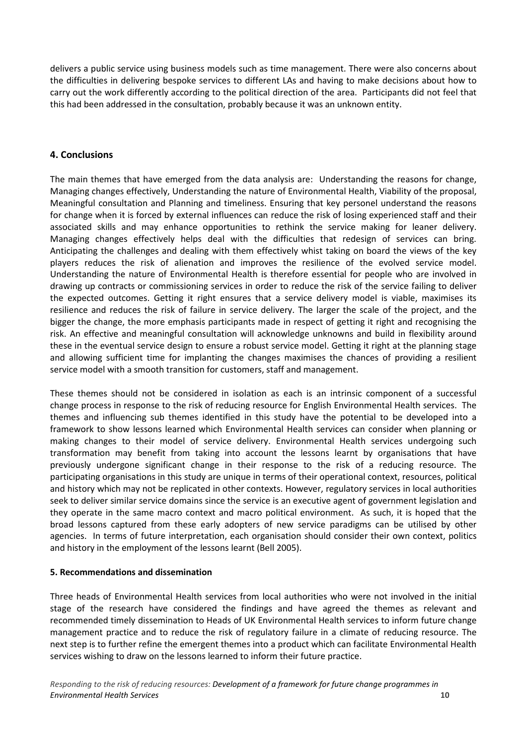delivers a public service using business models such as time management. There were also concerns about the difficulties in delivering bespoke services to different LAs and having to make decisions about how to carry out the work differently according to the political direction of the area. Participants did not feel that this had been addressed in the consultation, probably because it was an unknown entity.

## 4. Conclusions

The main themes that have emerged from the data analysis are: Understanding the reasons for change, Managing changes effectively, Understanding the nature of Environmental Health, Viability of the proposal, Meaningful consultation and Planning and timeliness. Ensuring that key personel understand the reasons for change when it is forced by external influences can reduce the risk of losing experienced staff and their associated skills and may enhance opportunities to rethink the service making for leaner delivery. Managing changes effectively helps deal with the difficulties that redesign of services can bring. Anticipating the challenges and dealing with them effectively whist taking on board the views of the key players reduces the risk of alienation and improves the resilience of the evolved service model. Understanding the nature of Environmental Health is therefore essential for people who are involved in drawing up contracts or commissioning services in order to reduce the risk of the service failing to deliver the expected outcomes. Getting it right ensures that a service delivery model is viable, maximises its resilience and reduces the risk of failure in service delivery. The larger the scale of the project, and the bigger the change, the more emphasis participants made in respect of getting it right and recognising the risk. An effective and meaningful consultation will acknowledge unknowns and build in flexibility around these in the eventual service design to ensure a robust service model. Getting it right at the planning stage and allowing sufficient time for implanting the changes maximises the chances of providing a resilient service model with a smooth transition for customers, staff and management.

These themes should not be considered in isolation as each is an intrinsic component of a successful change process in response to the risk of reducing resource for English Environmental Health services. The themes and influencing sub themes identified in this study have the potential to be developed into a framework to show lessons learned which Environmental Health services can consider when planning or making changes to their model of service delivery. Environmental Health services undergoing such transformation may benefit from taking into account the lessons learnt by organisations that have previously undergone significant change in their response to the risk of a reducing resource. The participating organisations in this study are unique in terms of their operational context, resources, political and history which may not be replicated in other contexts. However, regulatory services in local authorities seek to deliver similar service domains since the service is an executive agent of government legislation and they operate in the same macro context and macro political environment. As such, it is hoped that the broad lessons captured from these early adopters of new service paradigms can be utilised by other agencies. In terms of future interpretation, each organisation should consider their own context, politics and history in the employment of the lessons learnt (Bell 2005).

## 5. Recommendations and dissemination

Three heads of Environmental Health services from local authorities who were not involved in the initial stage of the research have considered the findings and have agreed the themes as relevant and recommended timely dissemination to Heads of UK Environmental Health services to inform future change management practice and to reduce the risk of regulatory failure in a climate of reducing resource. The next step is to further refine the emergent themes into a product which can facilitate Environmental Health services wishing to draw on the lessons learned to inform their future practice.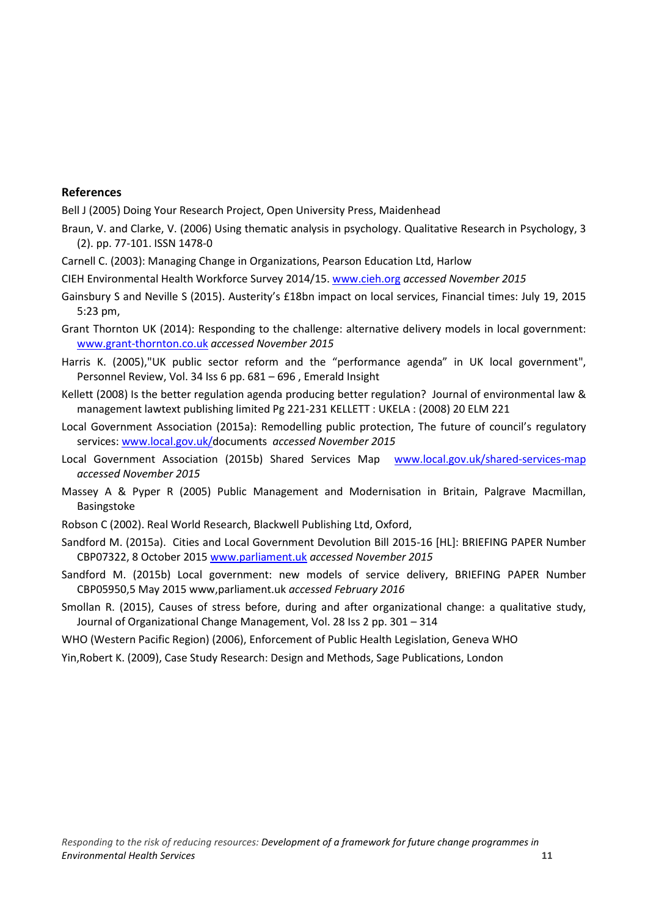## References

Bell J (2005) Doing Your Research Project, Open University Press, Maidenhead

Braun, V. and Clarke, V. (2006) Using thematic analysis in psychology. Qualitative Research in Psychology, 3 (2). pp. 77-101. ISSN 1478-0

Carnell C. (2003): Managing Change in Organizations, Pearson Education Ltd, Harlow

CIEH Environmental Health Workforce Survey 2014/15. www.cieh.org *accessed November 2015*

Gainsbury S and Neville S (2015). Austerity's £18bn impact on local services, Financial times: July 19, 2015 5:23 pm,

Grant Thornton UK (2014): Responding to the challenge: alternative delivery models in local government: www.grant-thornton.co.uk *accessed November 2015*

Harris K. (2005),"UK public sector reform and the "performance agenda" in UK local government", Personnel Review, Vol. 34 Iss 6 pp. 681 – 696 , Emerald Insight

Kellett (2008) Is the better regulation agenda producing better regulation? Journal of environmental law & management lawtext publishing limited Pg 221-231 KELLETT : UKELA : (2008) 20 ELM 221

Local Government Association (2015a): Remodelling public protection, The future of council's regulatory services: www.local.gov.uk/documents *accessed November 2015*

Local Government Association (2015b) Shared Services Map www.local.gov.uk/shared-services-map *accessed November 2015*

Massey A & Pyper R (2005) Public Management and Modernisation in Britain, Palgrave Macmillan, Basingstoke

Robson C (2002). Real World Research, Blackwell Publishing Ltd, Oxford,

Sandford M. (2015a). Cities and Local Government Devolution Bill 2015-16 [HL]: BRIEFING PAPER Number CBP07322, 8 October 2015 www.parliament.uk *accessed November 2015*

Sandford M. (2015b) Local government: new models of service delivery, BRIEFING PAPER Number CBP05950,5 May 2015 www,parliament.uk *accessed February 2016*

Smollan R. (2015), Causes of stress before, during and after organizational change: a qualitative study, Journal of Organizational Change Management, Vol. 28 Iss 2 pp. 301 – 314

WHO (Western Pacific Region) (2006), Enforcement of Public Health Legislation, Geneva WHO

Yin,Robert K. (2009), Case Study Research: Design and Methods, Sage Publications, London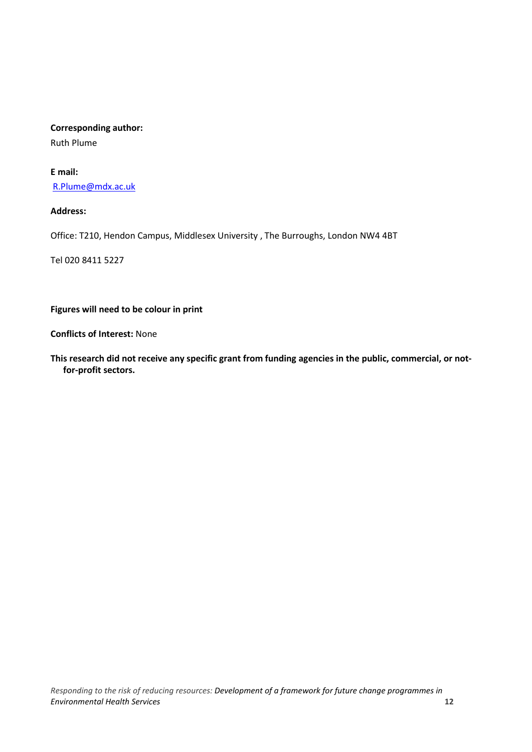**Corresponding author:**

Ruth Plume

**E mail:**

R.Plume@mdx.ac.uk

**Address:**

Office: T210, Hendon Campus, Middlesex University , The Burroughs, London NW4 4BT

Tel 020 8411 5227

**Figures will need to be colour in print**

**Conflicts of Interest:** None

**This research did not receive any specific grant from funding agencies in the public, commercial, or not-for-profit sectors.**